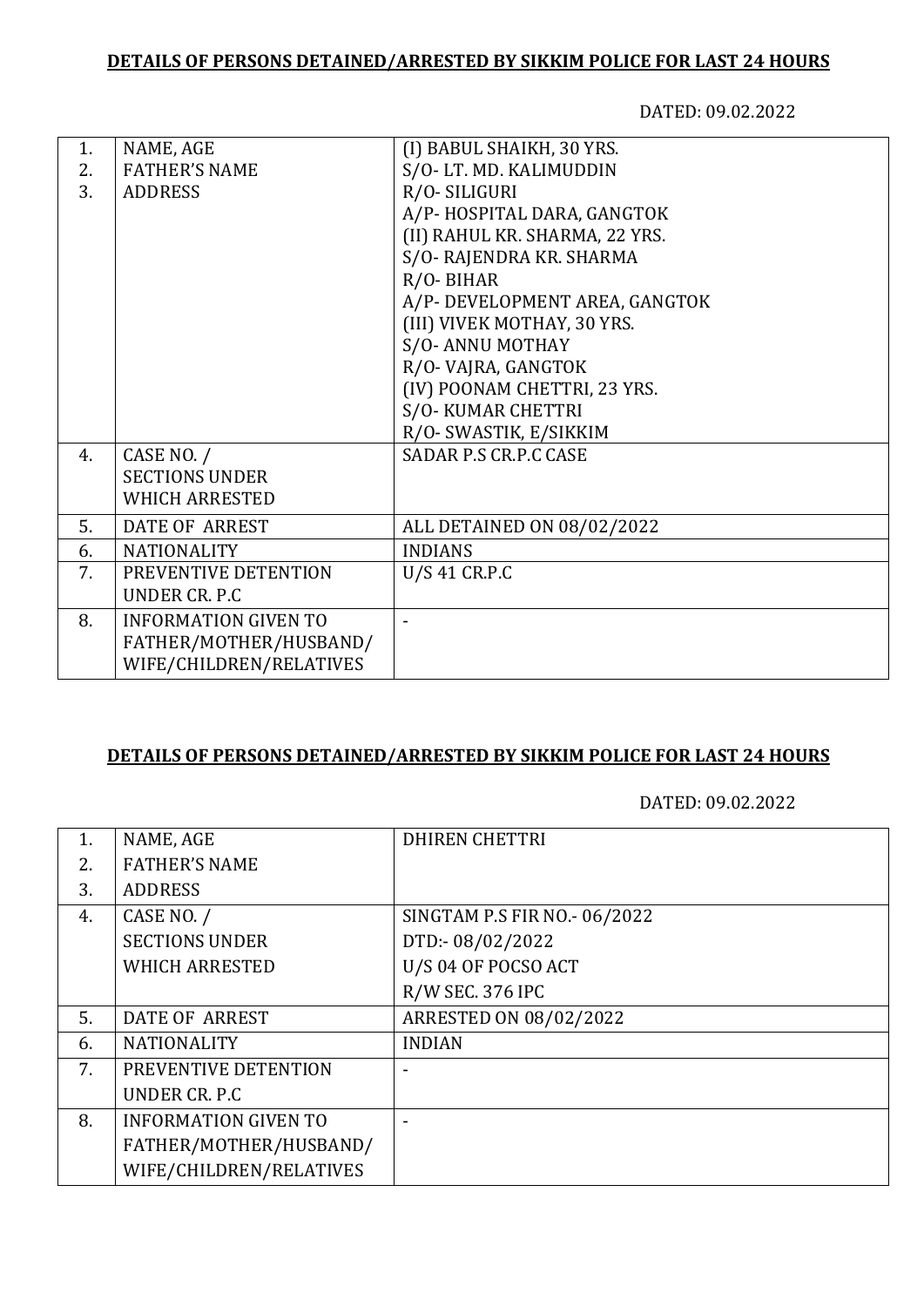**DETAILS OF PERSONS DETAINED/ARRESTED BY SIKKIM POLICE FOR LAST 24 HOURS**

DATED: 09.02.2022

| | | |
|---|---|---|
| 1.<br>2.<br>3. | NAME, AGE<br>FATHER'S NAME<br>ADDRESS | (I) BABUL SHAIKH, 30 YRS.<br>S/O- LT. MD. KALIMUDDIN<br>R/O- SILIGURI<br>A/P- HOSPITAL DARA, GANGTOK<br>(II) RAHUL KR. SHARMA, 22 YRS.<br>S/O- RAJENDRA KR. SHARMA<br>R/O- BIHAR<br>A/P- DEVELOPMENT AREA, GANGTOK<br>(III) VIVEK MOTHAY, 30 YRS.<br>S/O- ANNU MOTHAY<br>R/O- VAJRA, GANGTOK<br>(IV) POONAM CHETTRI, 23 YRS.<br>S/O- KUMAR CHETTRI<br>R/O- SWASTIK, E/SIKKIM |
| 4. | CASE NO. /<br>SECTIONS UNDER<br>WHICH ARRESTED | SADAR P.S CR.P.C CASE |
| 5. | DATE OF ARREST | ALL DETAINED ON 08/02/2022 |
| 6. | NATIONALITY | INDIANS |
| 7. | PREVENTIVE DETENTION<br>UNDER CR. P.C | U/S 41 CR.P.C |
| 8. | INFORMATION GIVEN TO<br>FATHER/MOTHER/HUSBAND/<br>WIFE/CHILDREN/RELATIVES | - |

**DETAILS OF PERSONS DETAINED/ARRESTED BY SIKKIM POLICE FOR LAST 24 HOURS**

DATED: 09.02.2022

| | | |
|---|---|---|
| 1.<br>2.<br>3. | NAME, AGE<br>FATHER'S NAME<br>ADDRESS | DHIREN CHETTRI |
| 4. | CASE NO. /<br>SECTIONS UNDER<br>WHICH ARRESTED | SINGTAM P.S FIR NO.- 06/2022<br>DTD:- 08/02/2022<br>U/S 04 OF POCSO ACT<br>R/W SEC. 376 IPC |
| 5. | DATE OF ARREST | ARRESTED ON 08/02/2022 |
| 6. | NATIONALITY | INDIAN |
| 7. | PREVENTIVE DETENTION<br>UNDER CR. P.C | - |
| 8. | INFORMATION GIVEN TO<br>FATHER/MOTHER/HUSBAND/<br>WIFE/CHILDREN/RELATIVES | - |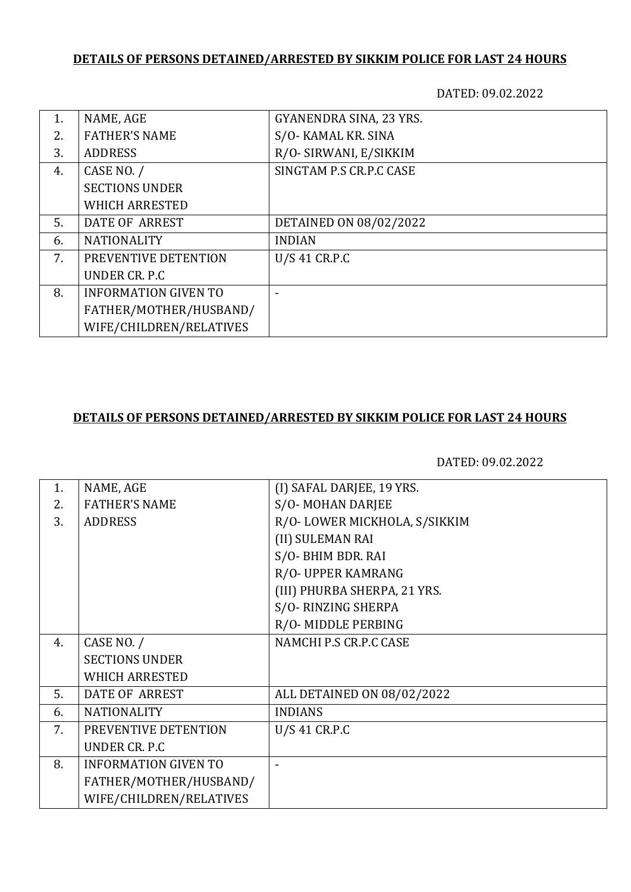**DETAILS OF PERSONS DETAINED/ARRESTED BY SIKKIM POLICE FOR LAST 24 HOURS**

DATED: 09.02.2022

| | | |
|---|---|---|
| 1.<br>2.<br>3. | NAME, AGE<br>FATHER'S NAME<br>ADDRESS | GYANENDRA SINA, 23 YRS.<br>S/O- KAMAL KR. SINA<br>R/O- SIRWANI, E/SIKKIM |
| 4. | CASE NO. /<br>SECTIONS UNDER<br>WHICH ARRESTED | SINGTAM P.S CR.P.C CASE |
| 5. | DATE OF ARREST | DETAINED ON 08/02/2022 |
| 6. | NATIONALITY | INDIAN |
| 7. | PREVENTIVE DETENTION<br>UNDER CR. P.C | U/S 41 CR.P.C |
| 8. | INFORMATION GIVEN TO<br>FATHER/MOTHER/HUSBAND/<br>WIFE/CHILDREN/RELATIVES | - |

**DETAILS OF PERSONS DETAINED/ARRESTED BY SIKKIM POLICE FOR LAST 24 HOURS**

DATED: 09.02.2022

| | | |
|---|---|---|
| 1.<br>2.<br>3. | NAME, AGE<br>FATHER'S NAME<br>ADDRESS | (I) SAFAL DARJEE, 19 YRS.<br>S/O- MOHAN DARJEE<br>R/O- LOWER MICKHOLA, S/SIKKIM<br>(II) SULEMAN RAI<br>S/O- BHIM BDR. RAI<br>R/O- UPPER KAMRANG<br>(III) PHURBA SHERPA, 21 YRS.<br>S/O- RINZING SHERPA<br>R/O- MIDDLE PERBING |
| 4. | CASE NO. /<br>SECTIONS UNDER<br>WHICH ARRESTED | NAMCHI P.S CR.P.C CASE |
| 5. | DATE OF ARREST | ALL DETAINED ON 08/02/2022 |
| 6. | NATIONALITY | INDIANS |
| 7. | PREVENTIVE DETENTION<br>UNDER CR. P.C | U/S 41 CR.P.C |
| 8. | INFORMATION GIVEN TO<br>FATHER/MOTHER/HUSBAND/<br>WIFE/CHILDREN/RELATIVES | - |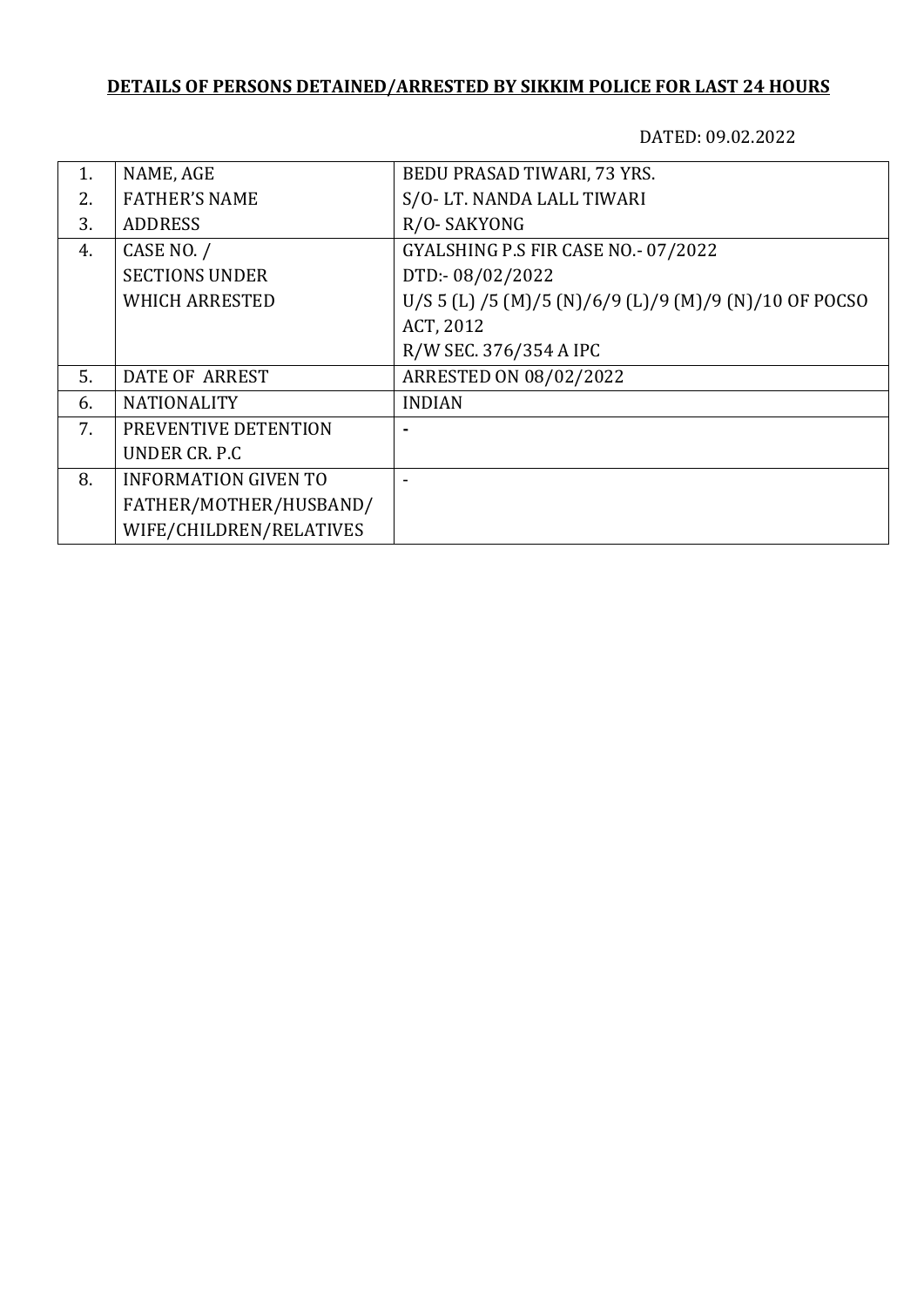**DETAILS OF PERSONS DETAINED/ARRESTED BY SIKKIM POLICE FOR LAST 24 HOURS**

DATED: 09.02.2022

| | | |
|---|---|---|
| 1. | NAME, AGE | BEDU PRASAD TIWARI, 73 YRS. |
| 2. | FATHER'S NAME | S/O- LT. NANDA LALL TIWARI |
| 3. | ADDRESS | R/O- SAKYONG |
| 4. | CASE NO. / SECTIONS UNDER WHICH ARRESTED | GYALSHING P.S FIR CASE NO.- 07/2022 DTD:- 08/02/2022 U/S 5 (L) /5 (M)/5 (N)/6/9 (L)/9 (M)/9 (N)/10 OF POCSO ACT, 2012 R/W SEC. 376/354 A IPC |
| 5. | DATE OF ARREST | ARRESTED ON 08/02/2022 |
| 6. | NATIONALITY | INDIAN |
| 7. | PREVENTIVE DETENTION UNDER CR. P.C | - |
| 8. | INFORMATION GIVEN TO FATHER/MOTHER/HUSBAND/ WIFE/CHILDREN/RELATIVES | - |